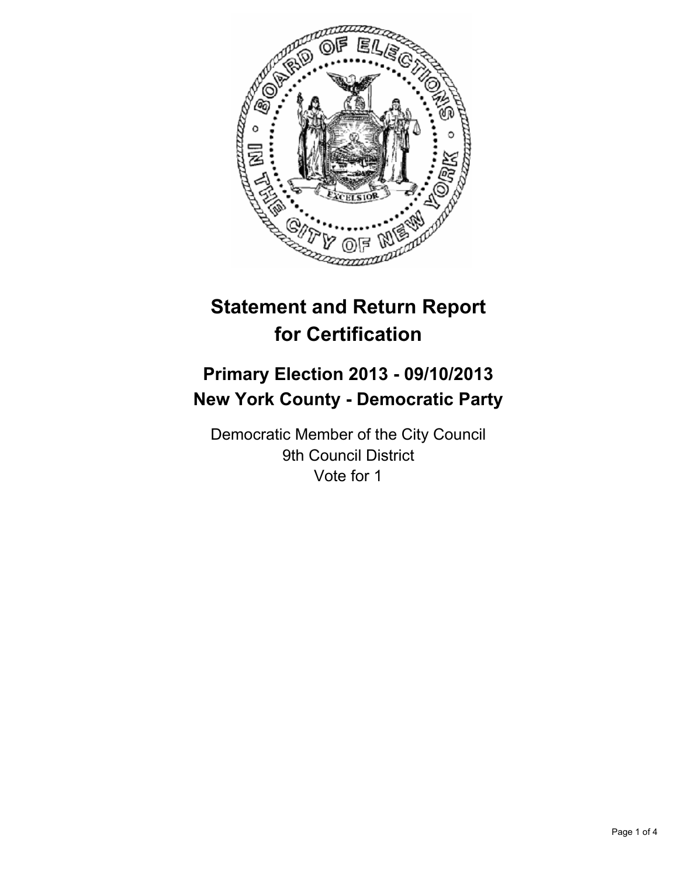# Statement and Return Report for Certification

## Primary Election 2013 - 09/10/2013
## New York County - Democratic Party

Democratic Member of the City Council
9th Council District
Vote for 1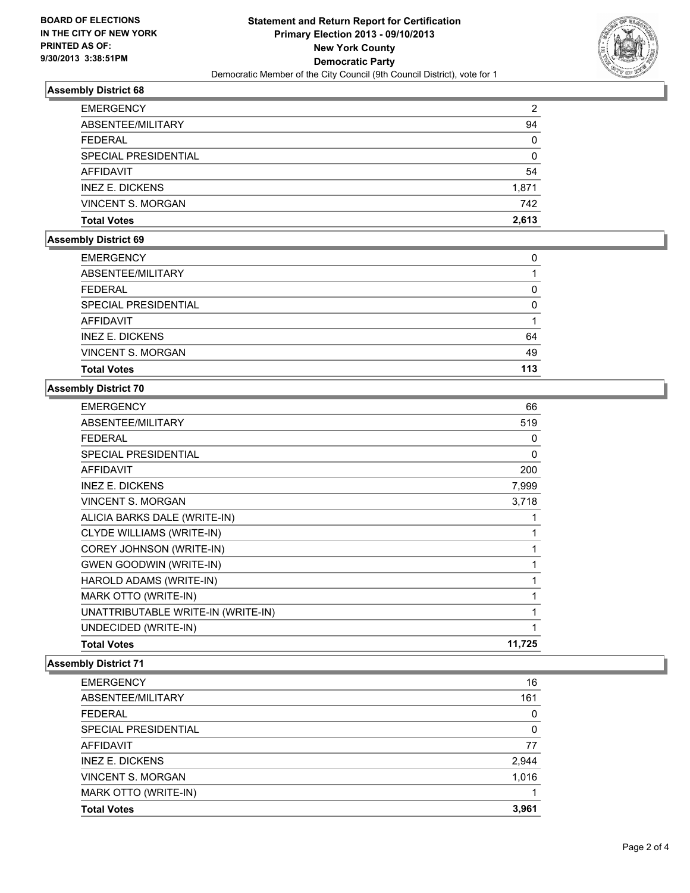**BOARD OF ELECTIONS**
**IN THE CITY OF NEW YORK**
**PRINTED AS OF:**
**9/30/2013 3:38:51PM**

**Statement and Return Report for Certification**
**Primary Election 2013 - 09/10/2013**
**New York County**
**Democratic Party**
Democratic Member of the City Council (9th Council District), vote for 1

### Assembly District 68

| | |
|---|---|
| EMERGENCY | 2 |
| ABSENTEE/MILITARY | 94 |
| FEDERAL | 0 |
| SPECIAL PRESIDENTIAL | 0 |
| AFFIDAVIT | 54 |
| INEZ E. DICKENS | 1,871 |
| VINCENT S. MORGAN | 742 |
| **Total Votes** | **2,613** |

### Assembly District 69

| | |
|---|---|
| EMERGENCY | 0 |
| ABSENTEE/MILITARY | 1 |
| FEDERAL | 0 |
| SPECIAL PRESIDENTIAL | 0 |
| AFFIDAVIT | 1 |
| INEZ E. DICKENS | 64 |
| VINCENT S. MORGAN | 49 |
| **Total Votes** | **113** |

### Assembly District 70

| | |
|---|---|
| EMERGENCY | 66 |
| ABSENTEE/MILITARY | 519 |
| FEDERAL | 0 |
| SPECIAL PRESIDENTIAL | 0 |
| AFFIDAVIT | 200 |
| INEZ E. DICKENS | 7,999 |
| VINCENT S. MORGAN | 3,718 |
| ALICIA BARKS DALE (WRITE-IN) | 1 |
| CLYDE WILLIAMS (WRITE-IN) | 1 |
| COREY JOHNSON (WRITE-IN) | 1 |
| GWEN GOODWIN (WRITE-IN) | 1 |
| HAROLD ADAMS (WRITE-IN) | 1 |
| MARK OTTO (WRITE-IN) | 1 |
| UNATTRIBUTABLE WRITE-IN (WRITE-IN) | 1 |
| UNDECIDED (WRITE-IN) | 1 |
| **Total Votes** | **11,725** |

### Assembly District 71

| | |
|---|---|
| EMERGENCY | 16 |
| ABSENTEE/MILITARY | 161 |
| FEDERAL | 0 |
| SPECIAL PRESIDENTIAL | 0 |
| AFFIDAVIT | 77 |
| INEZ E. DICKENS | 2,944 |
| VINCENT S. MORGAN | 1,016 |
| MARK OTTO (WRITE-IN) | 1 |
| **Total Votes** | **3,961** |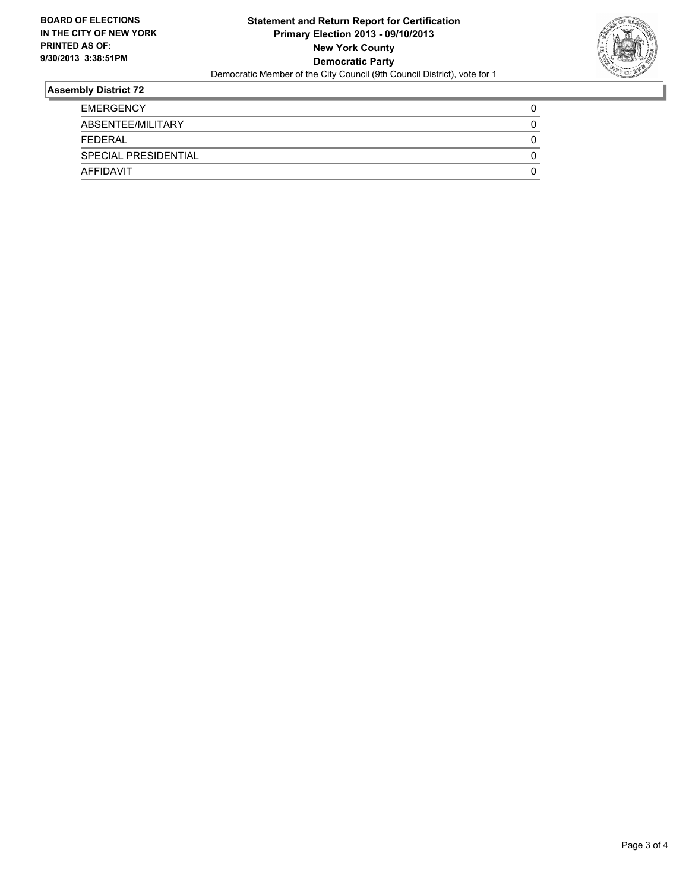**BOARD OF ELECTIONS IN THE CITY OF NEW YORK PRINTED AS OF: 9/30/2013 3:38:51PM**

**Statement and Return Report for Certification**
**Primary Election 2013 - 09/10/2013**
**New York County**
**Democratic Party**
Democratic Member of the City Council (9th Council District), vote for 1

## Assembly District 72

| | |
|---|---|
| EMERGENCY | 0 |
| ABSENTEE/MILITARY | 0 |
| FEDERAL | 0 |
| SPECIAL PRESIDENTIAL | 0 |
| AFFIDAVIT | 0 |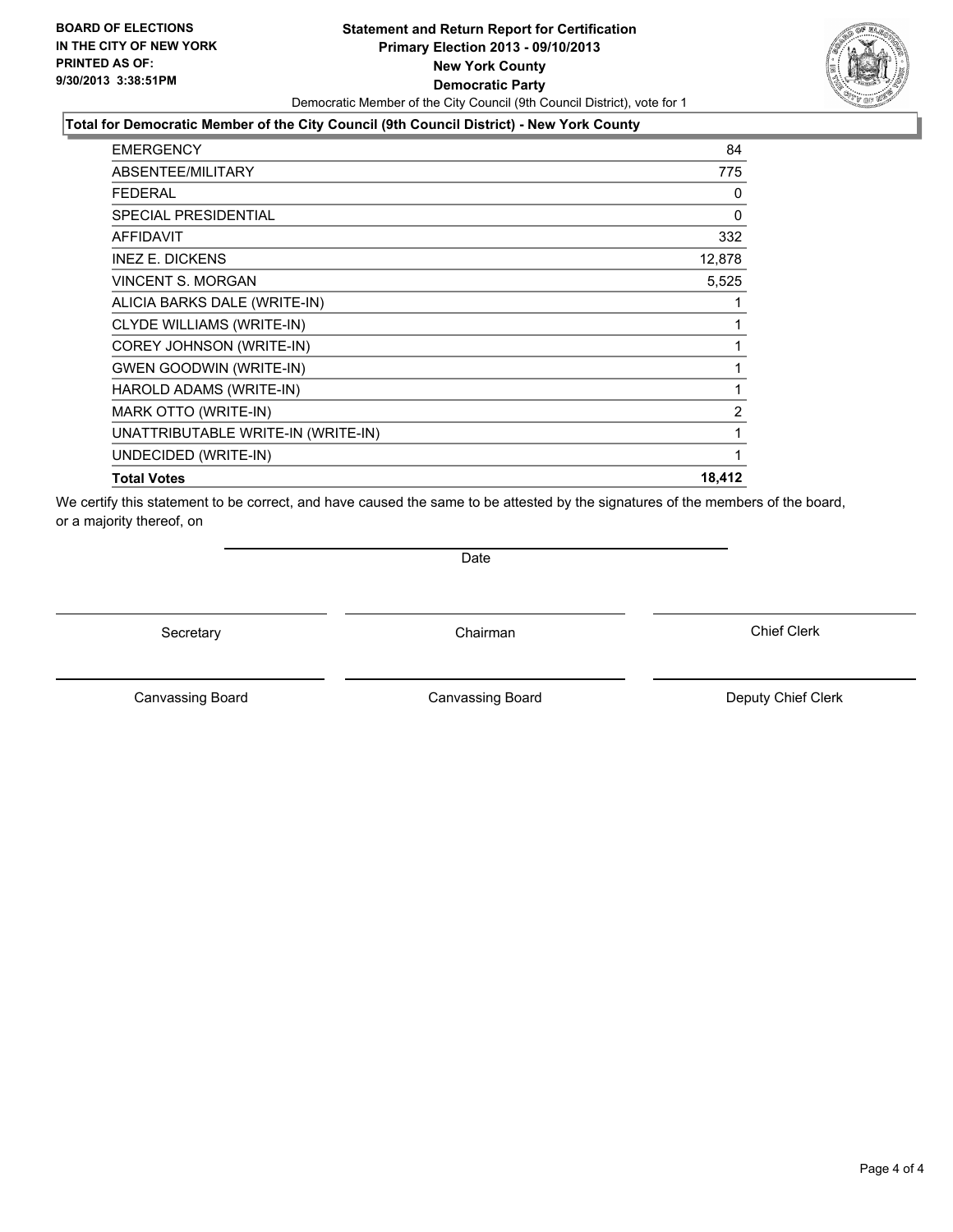**BOARD OF ELECTIONS IN THE CITY OF NEW YORK PRINTED AS OF: 9/30/2013 3:38:51PM**

**Statement and Return Report for Certification**
**Primary Election 2013 - 09/10/2013**
**New York County**
**Democratic Party**

Democratic Member of the City Council (9th Council District), vote for 1

**Total for Democratic Member of the City Council (9th Council District) - New York County**

| | |
|---|---|
| EMERGENCY | 84 |
| ABSENTEE/MILITARY | 775 |
| FEDERAL | 0 |
| SPECIAL PRESIDENTIAL | 0 |
| AFFIDAVIT | 332 |
| INEZ E. DICKENS | 12,878 |
| VINCENT S. MORGAN | 5,525 |
| ALICIA BARKS DALE (WRITE-IN) | 1 |
| CLYDE WILLIAMS (WRITE-IN) | 1 |
| COREY JOHNSON (WRITE-IN) | 1 |
| GWEN GOODWIN (WRITE-IN) | 1 |
| HAROLD ADAMS (WRITE-IN) | 1 |
| MARK OTTO (WRITE-IN) | 2 |
| UNATTRIBUTABLE WRITE-IN (WRITE-IN) | 1 |
| UNDECIDED (WRITE-IN) | 1 |
| **Total Votes** | **18,412** |

We certify this statement to be correct, and have caused the same to be attested by the signatures of the members of the board, or a majority thereof, on

Date

Secretary

Chairman

Chief Clerk

Canvassing Board

Canvassing Board

Deputy Chief Clerk